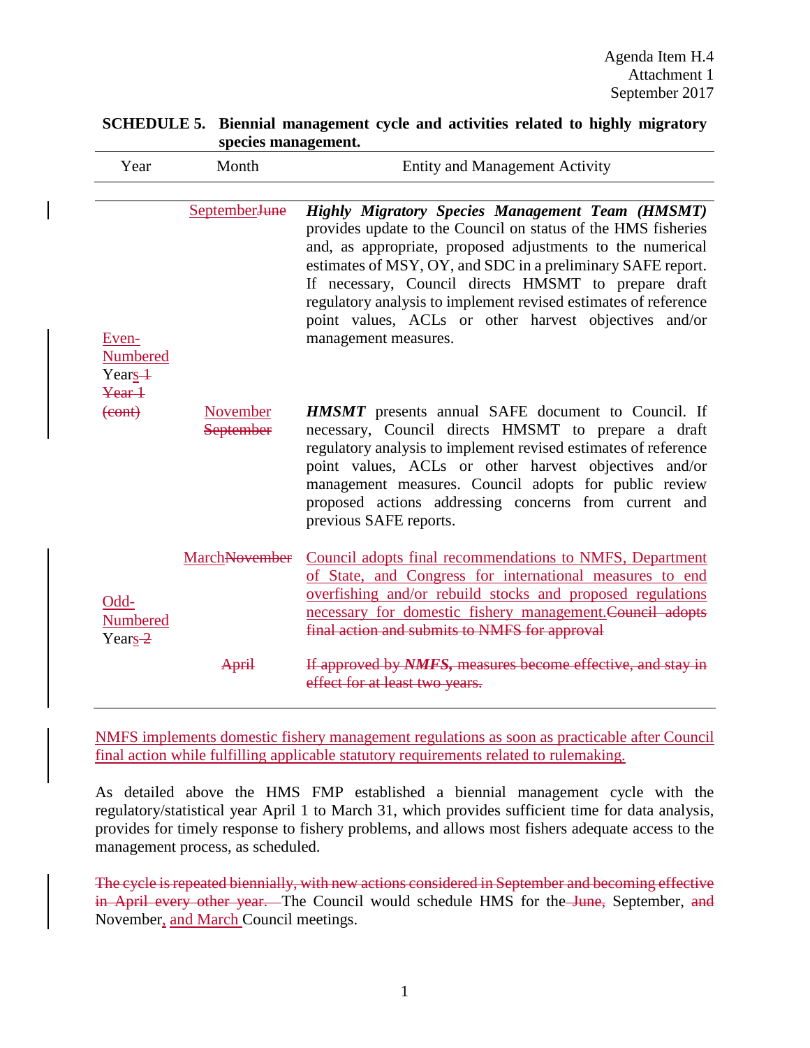Agenda Item H.4
Attachment 1
September 2017

**SCHEDULE 5. Biennial management cycle and activities related to highly migratory species management.**

| Year | Month | Entity and Management Activity |
|---|---|---|
| Even-Numbered Years ~~1~~ ~~Year 1 (cont)~~ | September~~June~~ | ***Highly Migratory Species Management Team (HMSMT)*** provides update to the Council on status of the HMS fisheries and, as appropriate, proposed adjustments to the numerical estimates of MSY, OY, and SDC in a preliminary SAFE report. If necessary, Council directs HMSMT to prepare draft regulatory analysis to implement revised estimates of reference point values, ACLs or other harvest objectives and/or management measures. |
| | November ~~September~~ | ***HMSMT*** presents annual SAFE document to Council. If necessary, Council directs HMSMT to prepare a draft regulatory analysis to implement revised estimates of reference point values, ACLs or other harvest objectives and/or management measures. Council adopts for public review proposed actions addressing concerns from current and previous SAFE reports. |
| Odd-Numbered Years ~~2~~ | March~~November~~ | Council adopts final recommendations to NMFS, Department of State, and Congress for international measures to end overfishing and/or rebuild stocks and proposed regulations necessary for domestic fishery management.~~Council adopts final action and submits to NMFS for approval~~ |
| | ~~April~~ | ~~If approved by ***NMFS,*** measures become effective, and stay in effect for at least two years.~~ |

NMFS implements domestic fishery management regulations as soon as practicable after Council final action while fulfilling applicable statutory requirements related to rulemaking.

As detailed above the HMS FMP established a biennial management cycle with the regulatory/statistical year April 1 to March 31, which provides sufficient time for data analysis, provides for timely response to fishery problems, and allows most fishers adequate access to the management process, as scheduled.

~~The cycle is repeated biennially, with new actions considered in September and becoming effective in April every other year.~~ The Council would schedule HMS for the ~~June,~~ September, ~~and~~ November, and March Council meetings.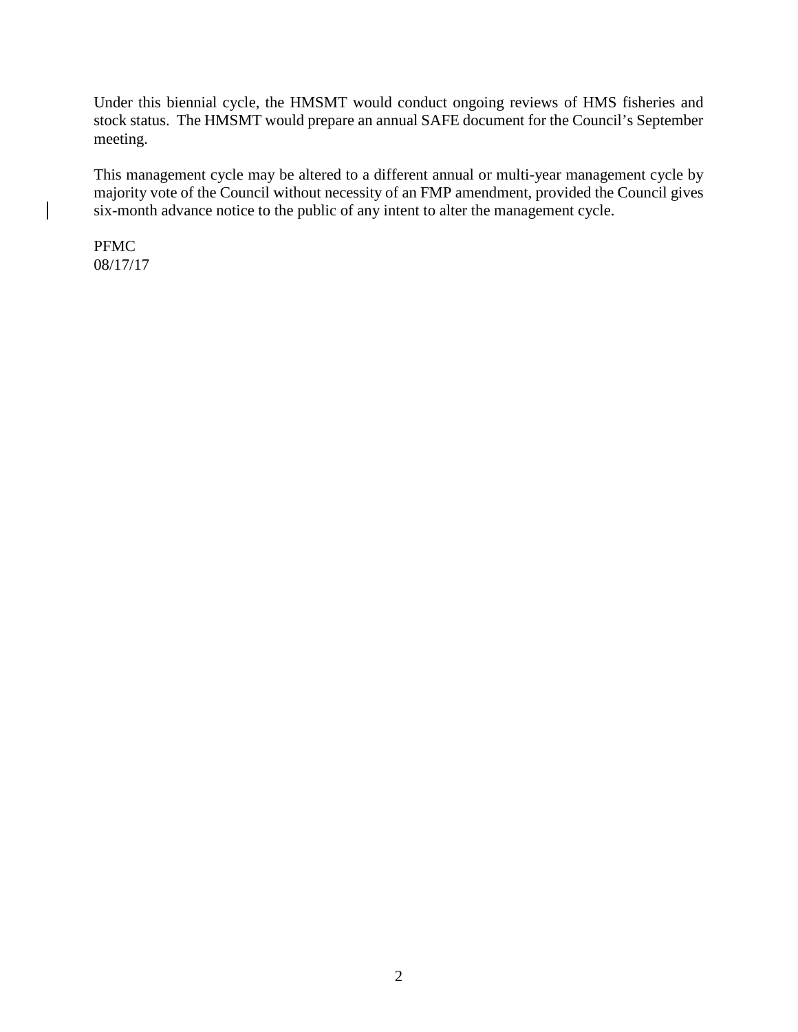Under this biennial cycle, the HMSMT would conduct ongoing reviews of HMS fisheries and stock status. The HMSMT would prepare an annual SAFE document for the Council's September meeting.

This management cycle may be altered to a different annual or multi-year management cycle by majority vote of the Council without necessity of an FMP amendment, provided the Council gives six-month advance notice to the public of any intent to alter the management cycle.

PFMC
08/17/17